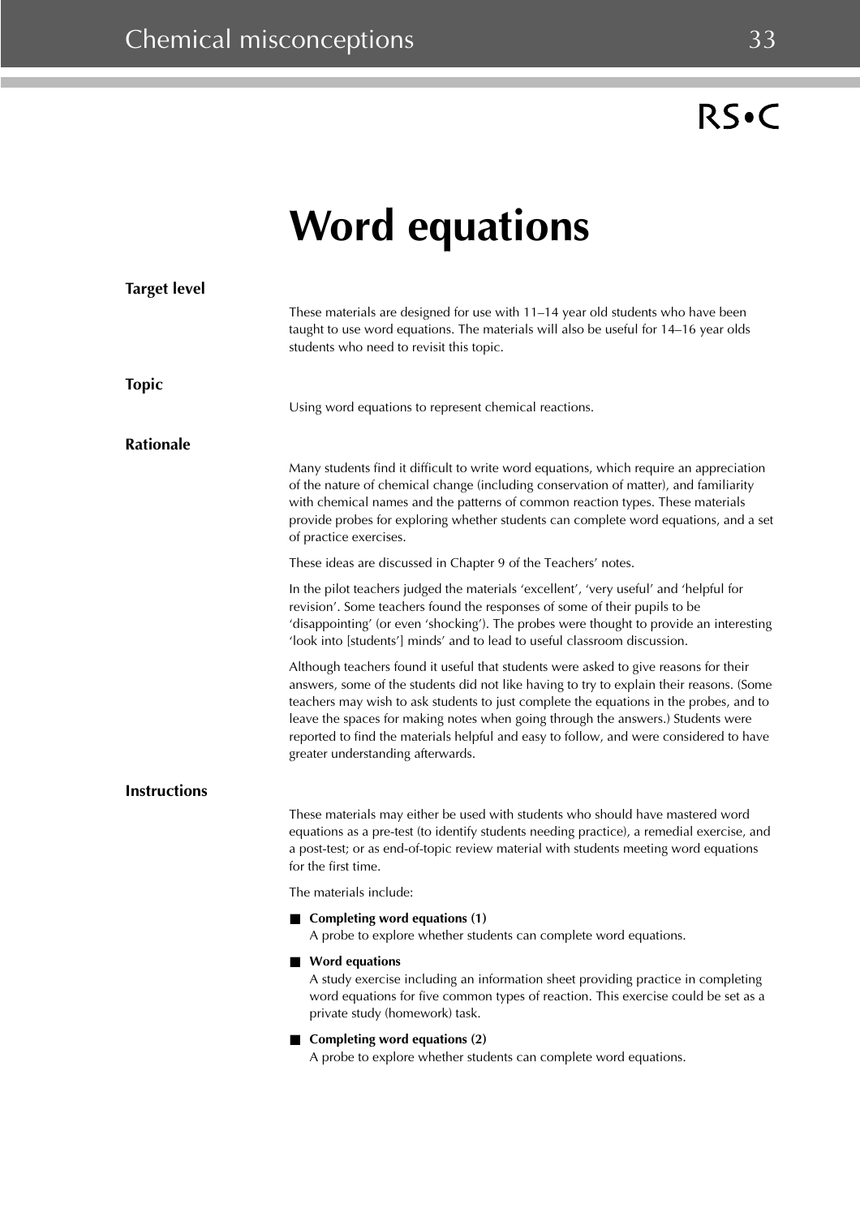# Word equations

## Target level

These materials are designed for use with 11–14 year old students who have been taught to use word equations. The materials will also be useful for 14–16 year olds students who need to revisit this topic.

## Topic

Using word equations to represent chemical reactions.

## Rationale

Many students find it difficult to write word equations, which require an appreciation of the nature of chemical change (including conservation of matter), and familiarity with chemical names and the patterns of common reaction types. These materials provide probes for exploring whether students can complete word equations, and a set of practice exercises.

These ideas are discussed in Chapter 9 of the Teachers' notes.

In the pilot teachers judged the materials 'excellent', 'very useful' and 'helpful for revision'. Some teachers found the responses of some of their pupils to be 'disappointing' (or even 'shocking'). The probes were thought to provide an interesting 'look into [students'] minds' and to lead to useful classroom discussion.

Although teachers found it useful that students were asked to give reasons for their answers, some of the students did not like having to try to explain their reasons. (Some teachers may wish to ask students to just complete the equations in the probes, and to leave the spaces for making notes when going through the answers.) Students were reported to find the materials helpful and easy to follow, and were considered to have greater understanding afterwards.

## Instructions

These materials may either be used with students who should have mastered word equations as a pre-test (to identify students needing practice), a remedial exercise, and a post-test; or as end-of-topic review material with students meeting word equations for the first time.

The materials include:

- **Completing word equations (1)**
  A probe to explore whether students can complete word equations.
- **Word equations**
  A study exercise including an information sheet providing practice in completing word equations for five common types of reaction. This exercise could be set as a private study (homework) task.
- **Completing word equations (2)**
  A probe to explore whether students can complete word equations.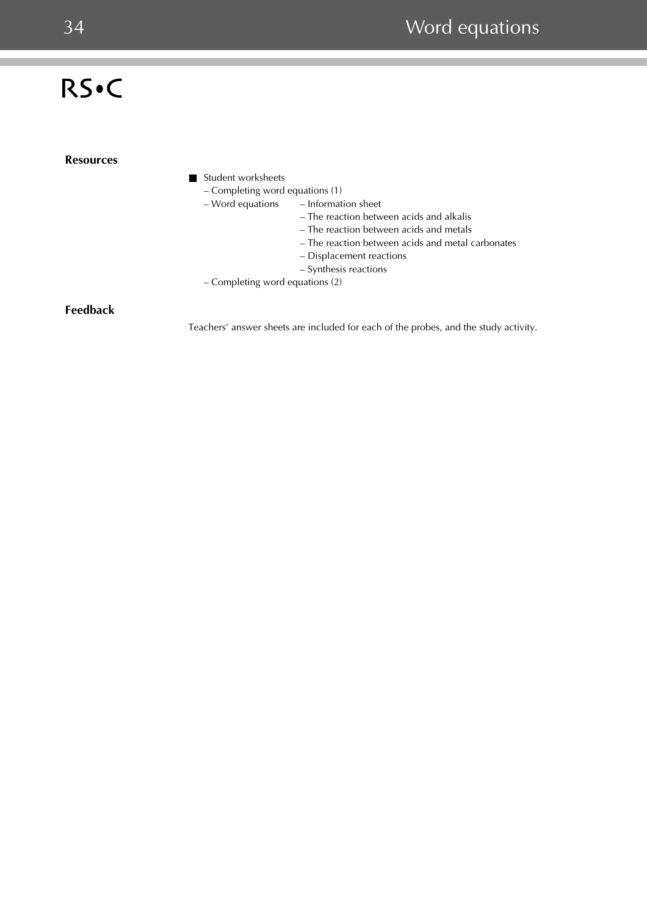## Resources

- Student worksheets
  - Completing word equations (1)
  - Word equations
    - Information sheet
    - The reaction between acids and alkalis
    - The reaction between acids and metals
    - The reaction between acids and metal carbonates
    - Displacement reactions
    - Synthesis reactions
  - Completing word equations (2)

## Feedback

Teachers' answer sheets are included for each of the probes, and the study activity.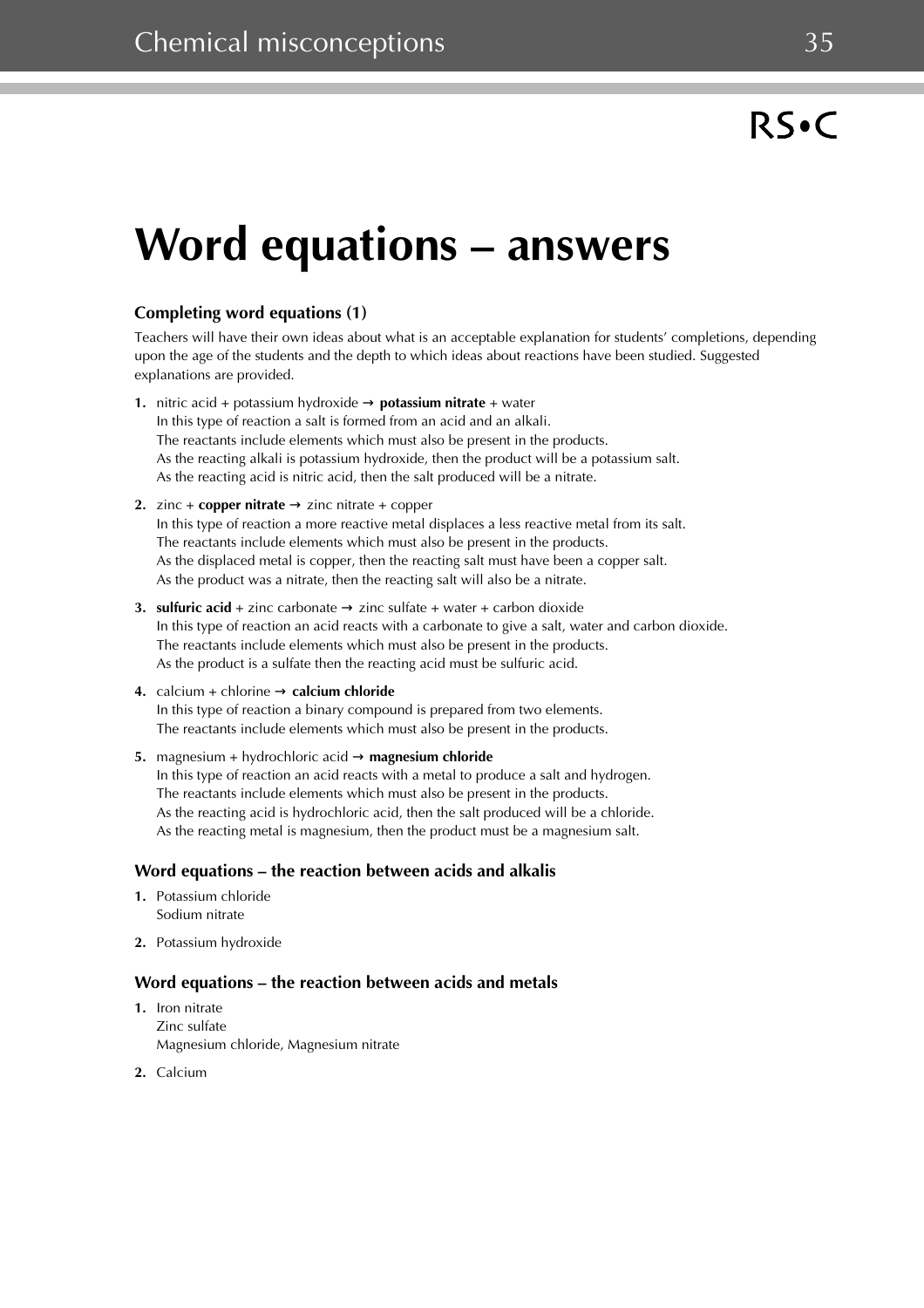# Word equations – answers

### Completing word equations (1)

Teachers will have their own ideas about what is an acceptable explanation for students' completions, depending upon the age of the students and the depth to which ideas about reactions have been studied. Suggested explanations are provided.

1. nitric acid + potassium hydroxide → **potassium nitrate** + water
   In this type of reaction a salt is formed from an acid and an alkali.
   The reactants include elements which must also be present in the products.
   As the reacting alkali is potassium hydroxide, then the product will be a potassium salt.
   As the reacting acid is nitric acid, then the salt produced will be a nitrate.

2. zinc + **copper nitrate** → zinc nitrate + copper
   In this type of reaction a more reactive metal displaces a less reactive metal from its salt.
   The reactants include elements which must also be present in the products.
   As the displaced metal is copper, then the reacting salt must have been a copper salt.
   As the product was a nitrate, then the reacting salt will also be a nitrate.

3. **sulfuric acid** + zinc carbonate → zinc sulfate + water + carbon dioxide
   In this type of reaction an acid reacts with a carbonate to give a salt, water and carbon dioxide.
   The reactants include elements which must also be present in the products.
   As the product is a sulfate then the reacting acid must be sulfuric acid.

4. calcium + chlorine → **calcium chloride**
   In this type of reaction a binary compound is prepared from two elements.
   The reactants include elements which must also be present in the products.

5. magnesium + hydrochloric acid → **magnesium chloride**
   In this type of reaction an acid reacts with a metal to produce a salt and hydrogen.
   The reactants include elements which must also be present in the products.
   As the reacting acid is hydrochloric acid, then the salt produced will be a chloride.
   As the reacting metal is magnesium, then the product must be a magnesium salt.

### Word equations – the reaction between acids and alkalis

1. Potassium chloride
   Sodium nitrate

2. Potassium hydroxide

### Word equations – the reaction between acids and metals

1. Iron nitrate
   Zinc sulfate
   Magnesium chloride, Magnesium nitrate

2. Calcium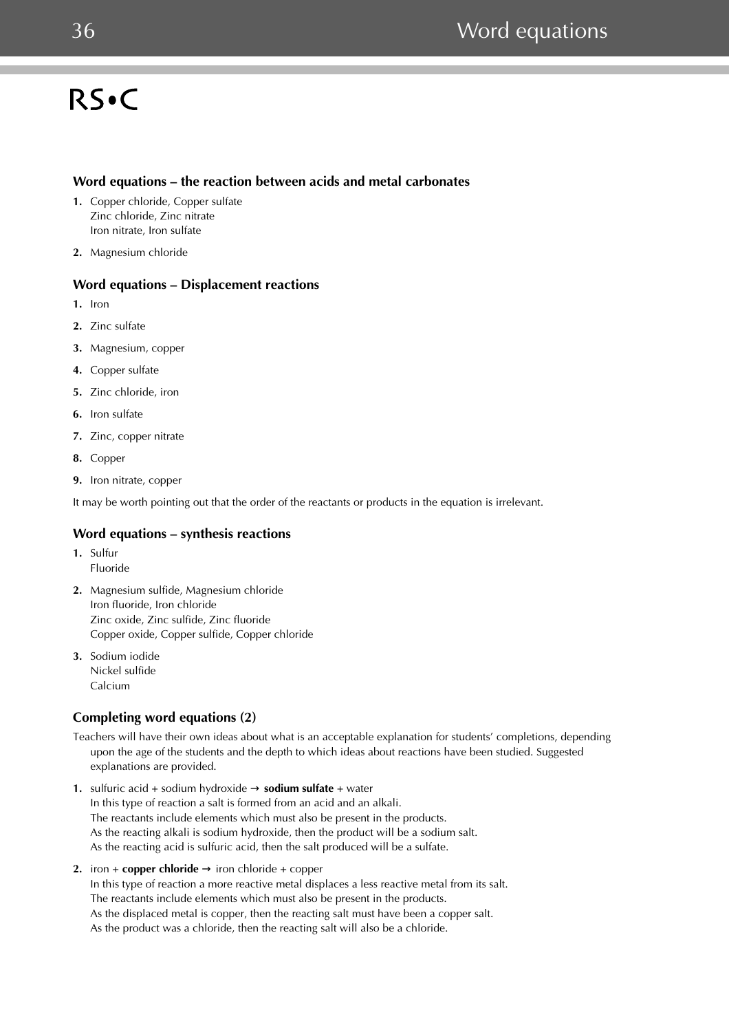RS•C

### Word equations – the reaction between acids and metal carbonates

1. Copper chloride, Copper sulfate
   Zinc chloride, Zinc nitrate
   Iron nitrate, Iron sulfate
2. Magnesium chloride

### Word equations – Displacement reactions

1. Iron
2. Zinc sulfate
3. Magnesium, copper
4. Copper sulfate
5. Zinc chloride, iron
6. Iron sulfate
7. Zinc, copper nitrate
8. Copper
9. Iron nitrate, copper

It may be worth pointing out that the order of the reactants or products in the equation is irrelevant.

### Word equations – synthesis reactions

1. Sulfur
   Fluoride
2. Magnesium sulfide, Magnesium chloride
   Iron fluoride, Iron chloride
   Zinc oxide, Zinc sulfide, Zinc fluoride
   Copper oxide, Copper sulfide, Copper chloride
3. Sodium iodide
   Nickel sulfide
   Calcium

### Completing word equations (2)

Teachers will have their own ideas about what is an acceptable explanation for students' completions, depending upon the age of the students and the depth to which ideas about reactions have been studied. Suggested explanations are provided.

1. sulfuric acid + sodium hydroxide → **sodium sulfate** + water
   In this type of reaction a salt is formed from an acid and an alkali.
   The reactants include elements which must also be present in the products.
   As the reacting alkali is sodium hydroxide, then the product will be a sodium salt.
   As the reacting acid is sulfuric acid, then the salt produced will be a sulfate.
2. iron + **copper chloride** → iron chloride + copper
   In this type of reaction a more reactive metal displaces a less reactive metal from its salt.
   The reactants include elements which must also be present in the products.
   As the displaced metal is copper, then the reacting salt must have been a copper salt.
   As the product was a chloride, then the reacting salt will also be a chloride.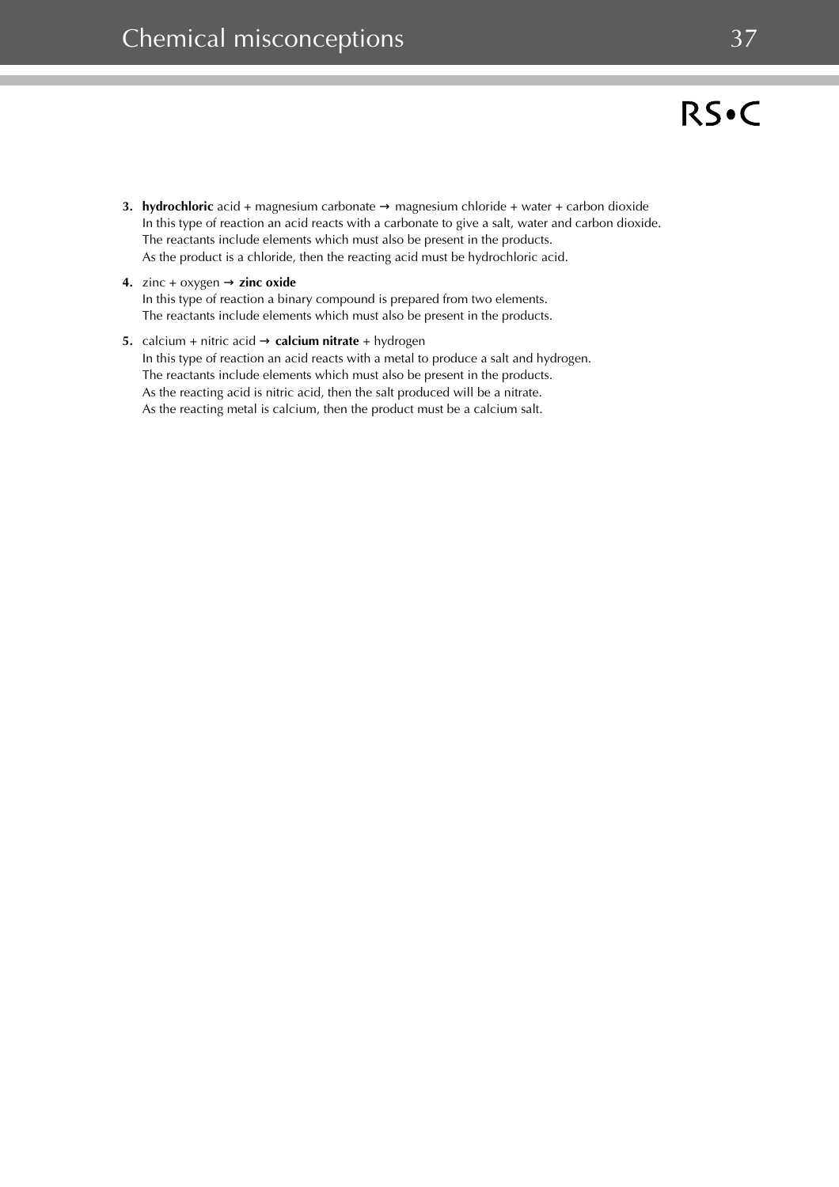3. **hydrochloric** acid + magnesium carbonate → magnesium chloride + water + carbon dioxide
   In this type of reaction an acid reacts with a carbonate to give a salt, water and carbon dioxide.
   The reactants include elements which must also be present in the products.
   As the product is a chloride, then the reacting acid must be hydrochloric acid.

4. zinc + oxygen → **zinc oxide**
   In this type of reaction a binary compound is prepared from two elements.
   The reactants include elements which must also be present in the products.

5. calcium + nitric acid → **calcium nitrate** + hydrogen
   In this type of reaction an acid reacts with a metal to produce a salt and hydrogen.
   The reactants include elements which must also be present in the products.
   As the reacting acid is nitric acid, then the salt produced will be a nitrate.
   As the reacting metal is calcium, then the product must be a calcium salt.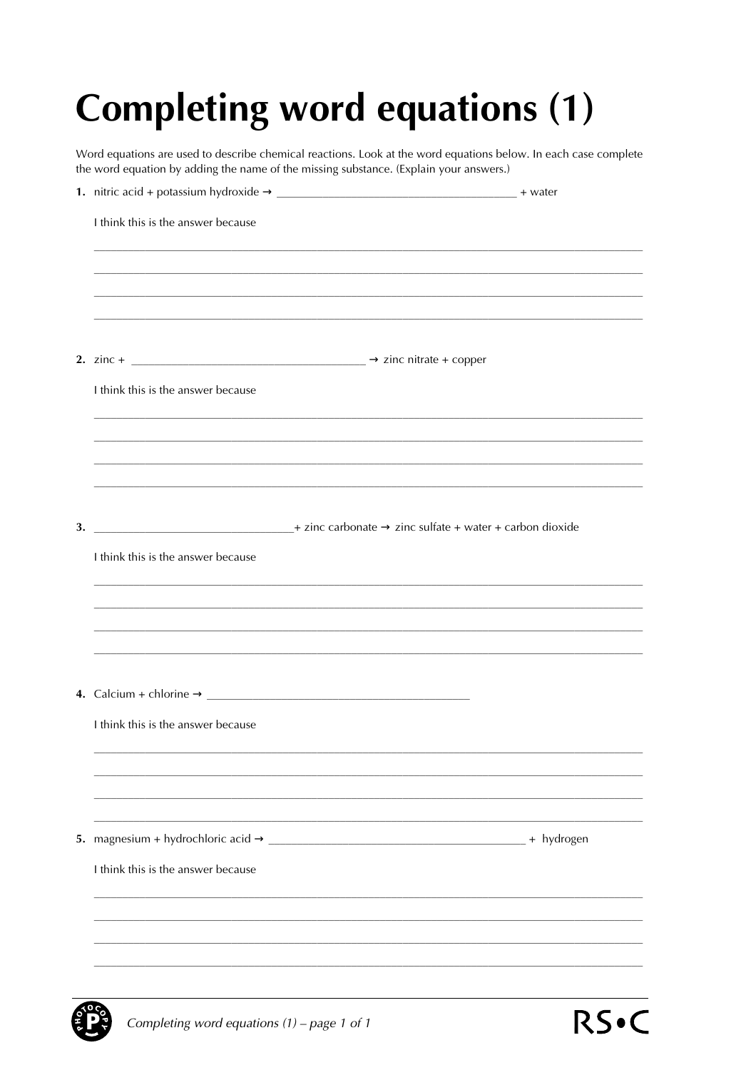# Completing word equations (1)

Word equations are used to describe chemical reactions. Look at the word equations below. In each case complete the word equation by adding the name of the missing substance. (Explain your answers.)

**1.** nitric acid + potassium hydroxide → ________________________________________ + water

I think this is the answer because

__________________________________________________________________________________________

__________________________________________________________________________________________

__________________________________________________________________________________________

__________________________________________________________________________________________

**2.** zinc + ______________________________________ → zinc nitrate + copper

I think this is the answer because

__________________________________________________________________________________________

__________________________________________________________________________________________

__________________________________________________________________________________________

__________________________________________________________________________________________

**3.** ________________________________+ zinc carbonate → zinc sulfate + water + carbon dioxide

I think this is the answer because

__________________________________________________________________________________________

__________________________________________________________________________________________

__________________________________________________________________________________________

__________________________________________________________________________________________

**4.** Calcium + chlorine → __________________________________________

I think this is the answer because

__________________________________________________________________________________________

__________________________________________________________________________________________

__________________________________________________________________________________________

__________________________________________________________________________________________

**5.** magnesium + hydrochloric acid → __________________________________________ + hydrogen

I think this is the answer because

__________________________________________________________________________________________

__________________________________________________________________________________________

__________________________________________________________________________________________

__________________________________________________________________________________________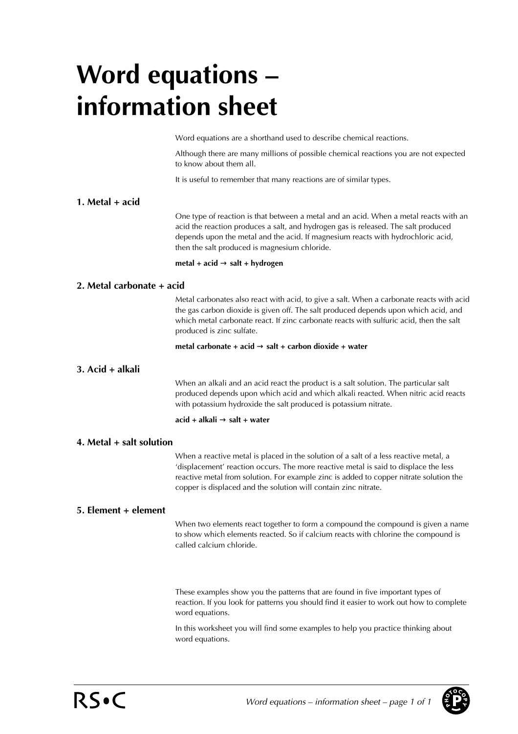# Word equations – information sheet

Word equations are a shorthand used to describe chemical reactions.

Although there are many millions of possible chemical reactions you are not expected to know about them all.

It is useful to remember that many reactions are of similar types.

### 1. Metal + acid

One type of reaction is that between a metal and an acid. When a metal reacts with an acid the reaction produces a salt, and hydrogen gas is released. The salt produced depends upon the metal and the acid. If magnesium reacts with hydrochloric acid, then the salt produced is magnesium chloride.

**metal + acid → salt + hydrogen**

### 2. Metal carbonate + acid

Metal carbonates also react with acid, to give a salt. When a carbonate reacts with acid the gas carbon dioxide is given off. The salt produced depends upon which acid, and which metal carbonate react. If zinc carbonate reacts with sulfuric acid, then the salt produced is zinc sulfate.

**metal carbonate + acid → salt + carbon dioxide + water**

### 3. Acid + alkali

When an alkali and an acid react the product is a salt solution. The particular salt produced depends upon which acid and which alkali reacted. When nitric acid reacts with potassium hydroxide the salt produced is potassium nitrate.

**acid + alkali → salt + water**

### 4. Metal + salt solution

When a reactive metal is placed in the solution of a salt of a less reactive metal, a 'displacement' reaction occurs. The more reactive metal is said to displace the less reactive metal from solution. For example zinc is added to copper nitrate solution the copper is displaced and the solution will contain zinc nitrate.

### 5. Element + element

When two elements react together to form a compound the compound is given a name to show which elements reacted. So if calcium reacts with chlorine the compound is called calcium chloride.

These examples show you the patterns that are found in five important types of reaction. If you look for patterns you should find it easier to work out how to complete word equations.

In this worksheet you will find some examples to help you practice thinking about word equations.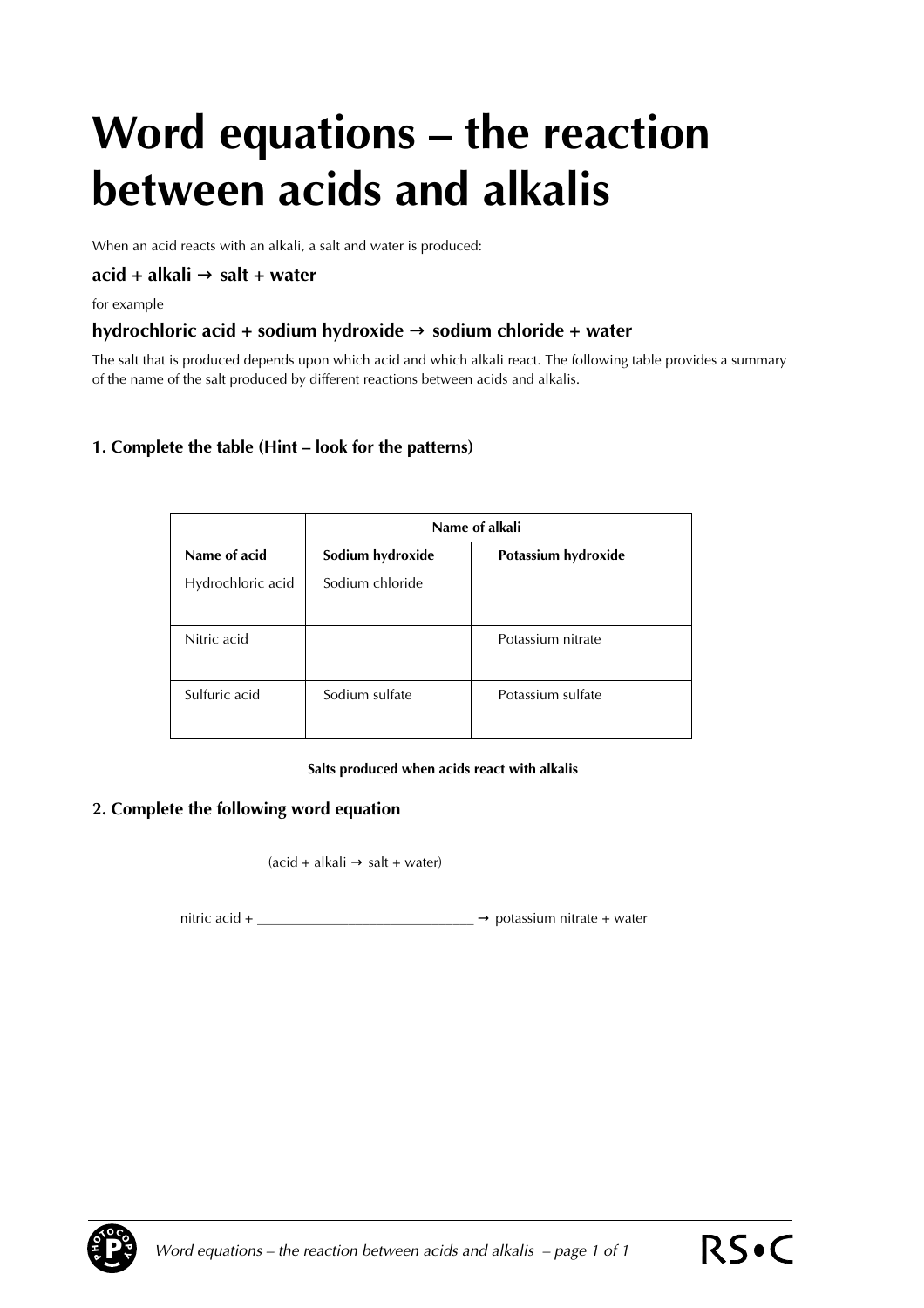# Word equations – the reaction between acids and alkalis

When an acid reacts with an alkali, a salt and water is produced:

**acid + alkali → salt + water**

for example

**hydrochloric acid + sodium hydroxide → sodium chloride + water**

The salt that is produced depends upon which acid and which alkali react. The following table provides a summary of the name of the salt produced by different reactions between acids and alkalis.

### 1. Complete the table (Hint – look for the patterns)

| | **Name of alkali** | |
|---|---|---|
| **Name of acid** | **Sodium hydroxide** | **Potassium hydroxide** |
| Hydrochloric acid | Sodium chloride | |
| Nitric acid | | Potassium nitrate |
| Sulfuric acid | Sodium sulfate | Potassium sulfate |

**Salts produced when acids react with alkalis**

### 2. Complete the following word equation

(acid + alkali → salt + water)

nitric acid + ______________________________ → potassium nitrate + water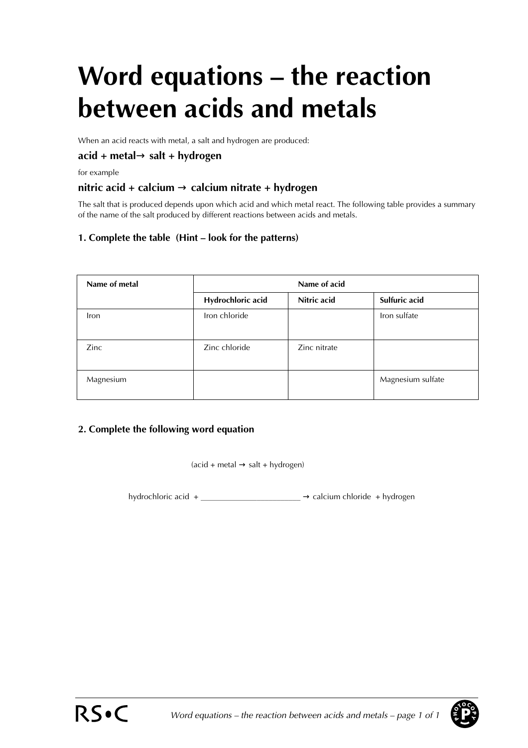# Word equations – the reaction between acids and metals

When an acid reacts with metal, a salt and hydrogen are produced:

**acid + metal→ salt + hydrogen**

for example

**nitric acid + calcium → calcium nitrate + hydrogen**

The salt that is produced depends upon which acid and which metal react. The following table provides a summary of the name of the salt produced by different reactions between acids and metals.

### 1. Complete the table (Hint – look for the patterns)

| Name of metal | Name of acid | | |
|---|---|---|---|
| | **Hydrochloric acid** | **Nitric acid** | **Sulfuric acid** |
| Iron | Iron chloride | | Iron sulfate |
| Zinc | Zinc chloride | Zinc nitrate | |
| Magnesium | | | Magnesium sulfate |

### 2. Complete the following word equation

(acid + metal → salt + hydrogen)

hydrochloric acid + _______________________ → calcium chloride + hydrogen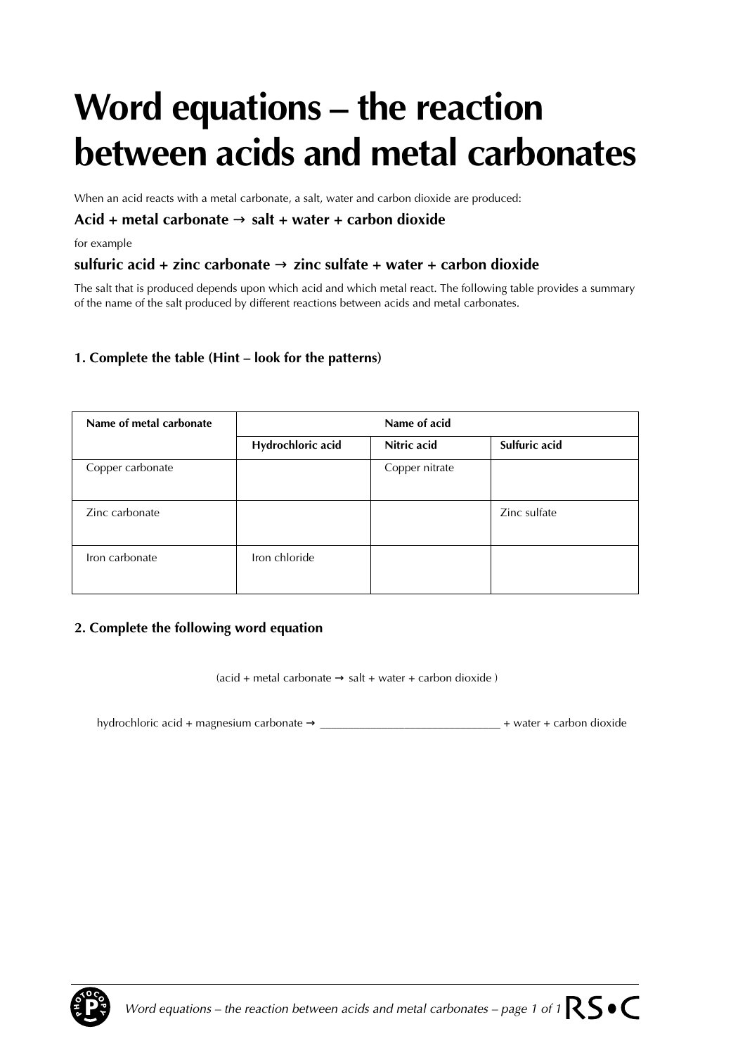# Word equations – the reaction between acids and metal carbonates

When an acid reacts with a metal carbonate, a salt, water and carbon dioxide are produced:

**Acid + metal carbonate → salt + water + carbon dioxide**

for example

**sulfuric acid + zinc carbonate → zinc sulfate + water + carbon dioxide**

The salt that is produced depends upon which acid and which metal react. The following table provides a summary of the name of the salt produced by different reactions between acids and metal carbonates.

### 1. Complete the table (Hint – look for the patterns)

| Name of metal carbonate | Name of acid | | |
|---|---|---|---|
| | **Hydrochloric acid** | **Nitric acid** | **Sulfuric acid** |
| Copper carbonate | | Copper nitrate | |
| Zinc carbonate | | | Zinc sulfate |
| Iron carbonate | Iron chloride | | |

### 2. Complete the following word equation

(acid + metal carbonate → salt + water + carbon dioxide )

hydrochloric acid + magnesium carbonate → ______________________________ + water + carbon dioxide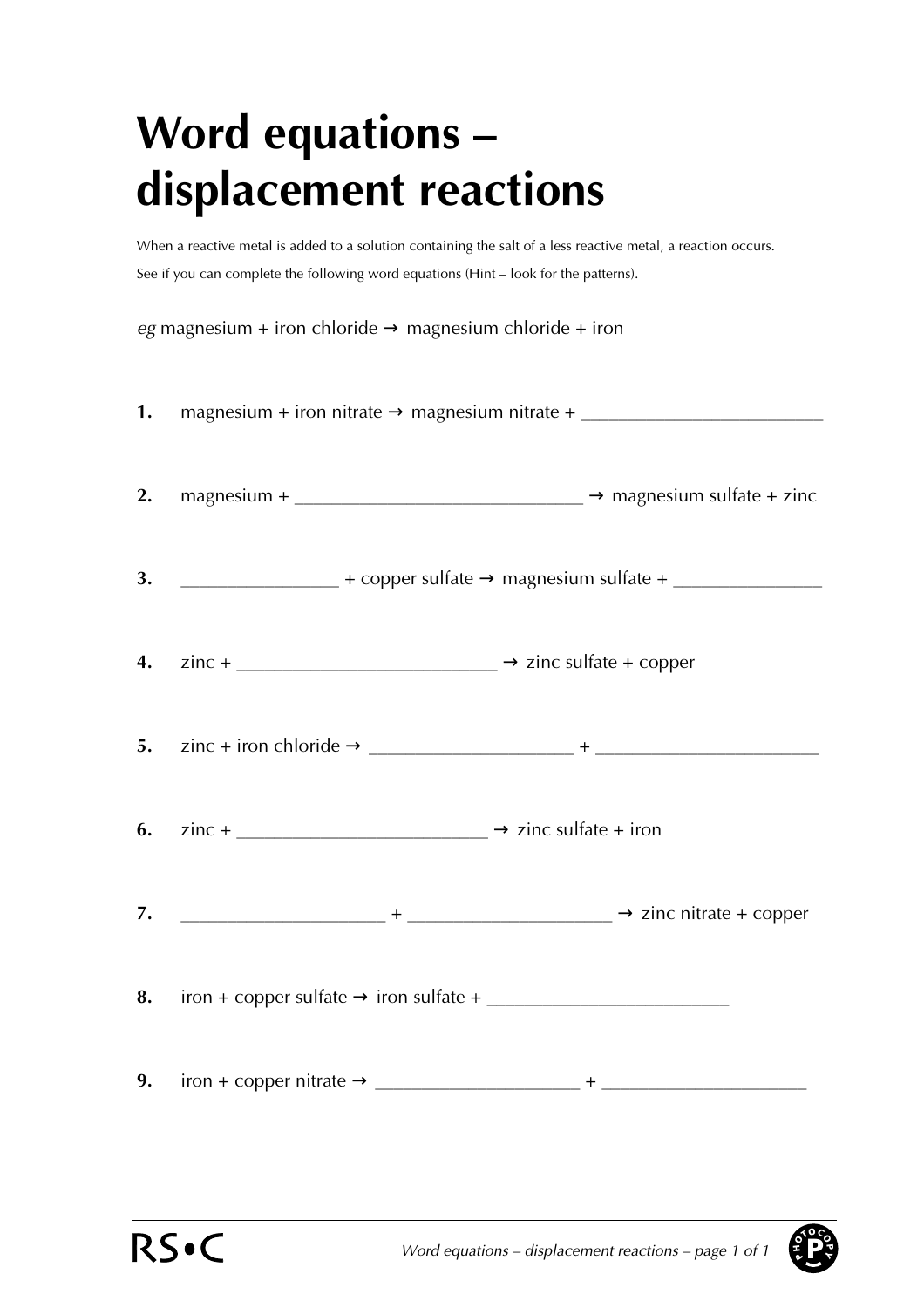# Word equations – displacement reactions

When a reactive metal is added to a solution containing the salt of a less reactive metal, a reaction occurs.

See if you can complete the following word equations (Hint – look for the patterns).

*eg* magnesium + iron chloride → magnesium chloride + iron

**1.** magnesium + iron nitrate → magnesium nitrate + ________________________

**2.** magnesium + ____________________________ → magnesium sulfate + zinc

**3.** _______________ + copper sulfate → magnesium sulfate + ______________

**4.** zinc + _________________________ → zinc sulfate + copper

**5.** zinc + iron chloride → ____________________ + _____________________

**6.** zinc + ________________________ → zinc sulfate + iron

**7.** ____________________ + ____________________ → zinc nitrate + copper

**8.** iron + copper sulfate → iron sulfate + ________________________

**9.** iron + copper nitrate → ____________________ + ____________________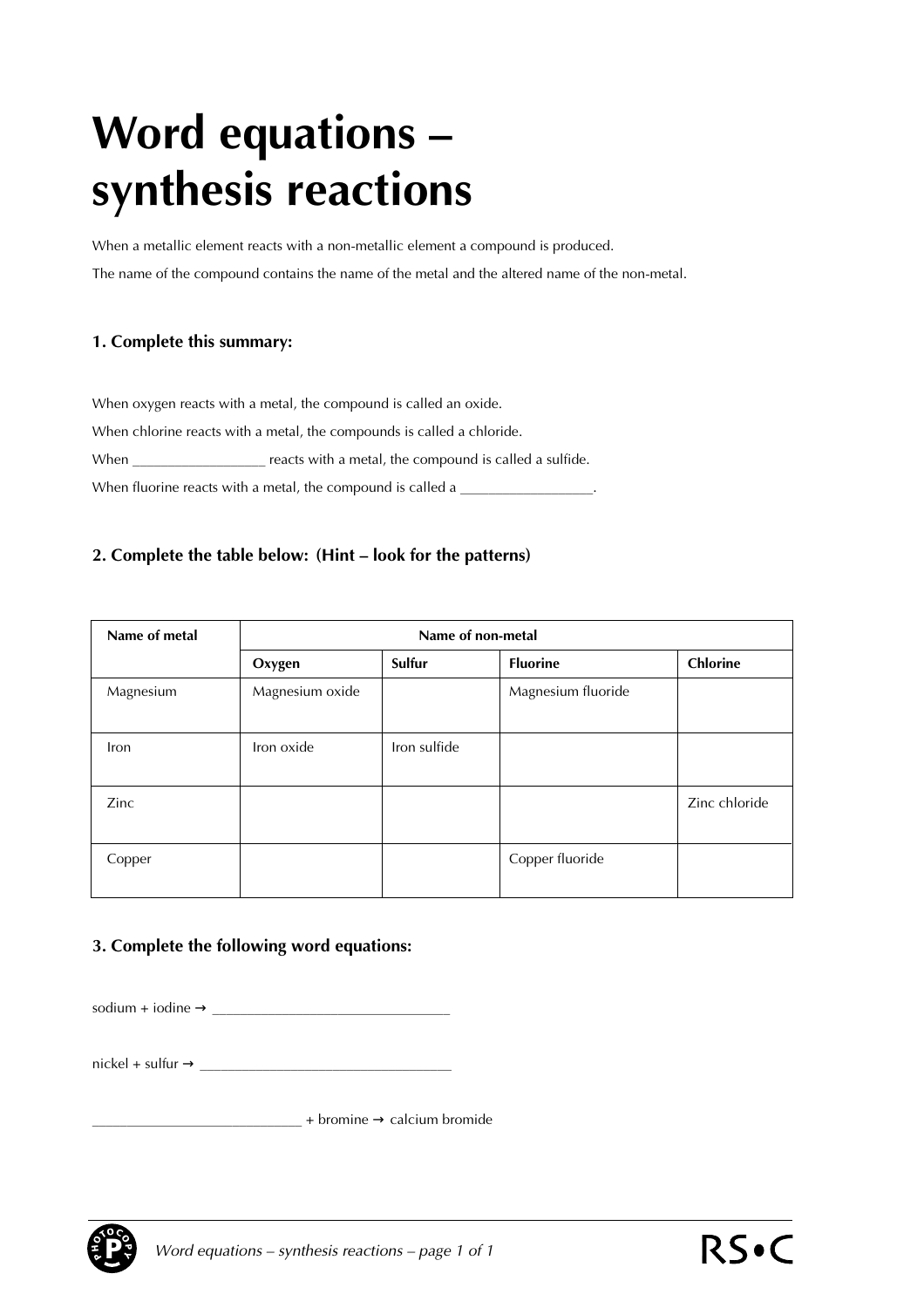# Word equations – synthesis reactions

When a metallic element reacts with a non-metallic element a compound is produced.

The name of the compound contains the name of the metal and the altered name of the non-metal.

### 1. Complete this summary:

When oxygen reacts with a metal, the compound is called an oxide.

When chlorine reacts with a metal, the compounds is called a chloride.

When __________________ reacts with a metal, the compound is called a sulfide.

When fluorine reacts with a metal, the compound is called a __________________.

### 2. Complete the table below: (Hint – look for the patterns)

| Name of metal | Name of non-metal | | | |
|---|---|---|---|---|
| | **Oxygen** | **Sulfur** | **Fluorine** | **Chlorine** |
| Magnesium | Magnesium oxide | | Magnesium fluoride | |
| Iron | Iron oxide | Iron sulfide | | |
| Zinc | | | | Zinc chloride |
| Copper | | | Copper fluoride | |

### 3. Complete the following word equations:

sodium + iodine → ________________________________

nickel + sulfur → __________________________________

____________________________ + bromine → calcium bromide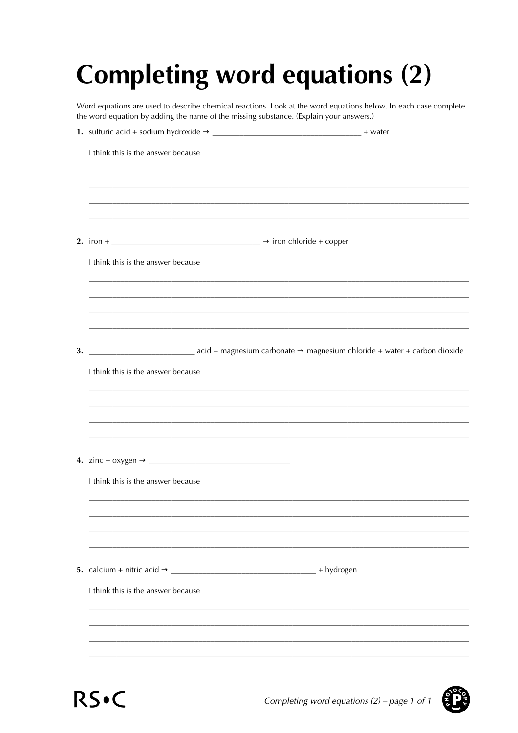# Completing word equations (2)

Word equations are used to describe chemical reactions. Look at the word equations below. In each case complete the word equation by adding the name of the missing substance. (Explain your answers.)

**1.** sulfuric acid + sodium hydroxide → ___________________________________ + water

I think this is the answer because

_______________________________________________________________________________

_______________________________________________________________________________

_______________________________________________________________________________

_______________________________________________________________________________

**2.** iron + ___________________________________ → iron chloride + copper

I think this is the answer because

_______________________________________________________________________________

_______________________________________________________________________________

_______________________________________________________________________________

_______________________________________________________________________________

**3.** _________________________ acid + magnesium carbonate → magnesium chloride + water + carbon dioxide

I think this is the answer because

_______________________________________________________________________________

_______________________________________________________________________________

_______________________________________________________________________________

_______________________________________________________________________________

**4.** zinc + oxygen → _________________________________

I think this is the answer because

_______________________________________________________________________________

_______________________________________________________________________________

_______________________________________________________________________________

_______________________________________________________________________________

**5.** calcium + nitric acid → __________________________________ + hydrogen

I think this is the answer because

_______________________________________________________________________________

_______________________________________________________________________________

_______________________________________________________________________________

_______________________________________________________________________________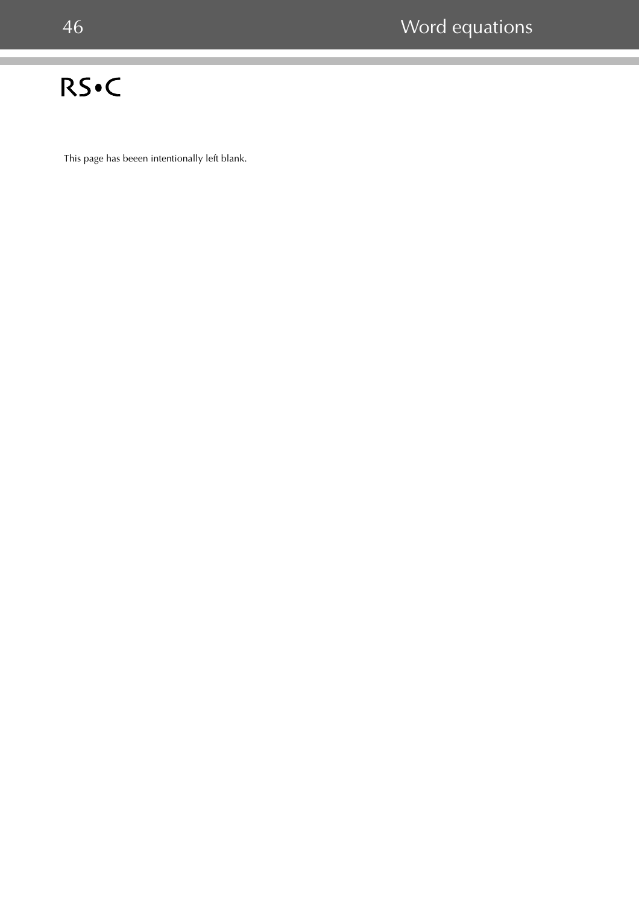This page has beeen intentionally left blank.